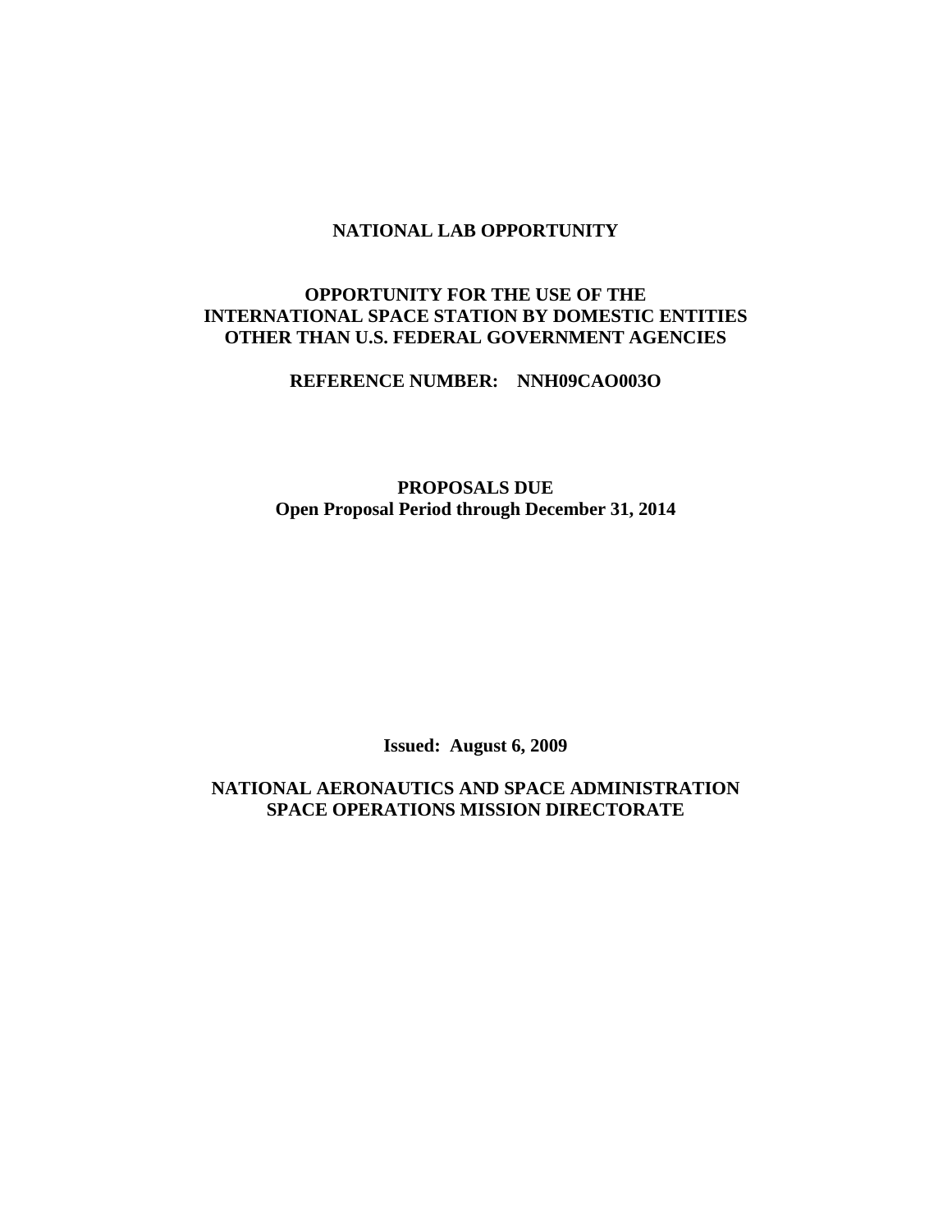# NATIONAL LAB OPPORTUNITY

## OPPORTUNITY FOR THE USE OF THE INTERNATIONAL SPACE STATION BY DOMESTIC ENTITIES OTHER THAN U.S. FEDERAL GOVERNMENT AGENCIES

**REFERENCE NUMBER: NNH09CAO003O**

**PROPOSALS DUE**
**Open Proposal Period through December 31, 2014**

**Issued: August 6, 2009**

**NATIONAL AERONAUTICS AND SPACE ADMINISTRATION**
**SPACE OPERATIONS MISSION DIRECTORATE**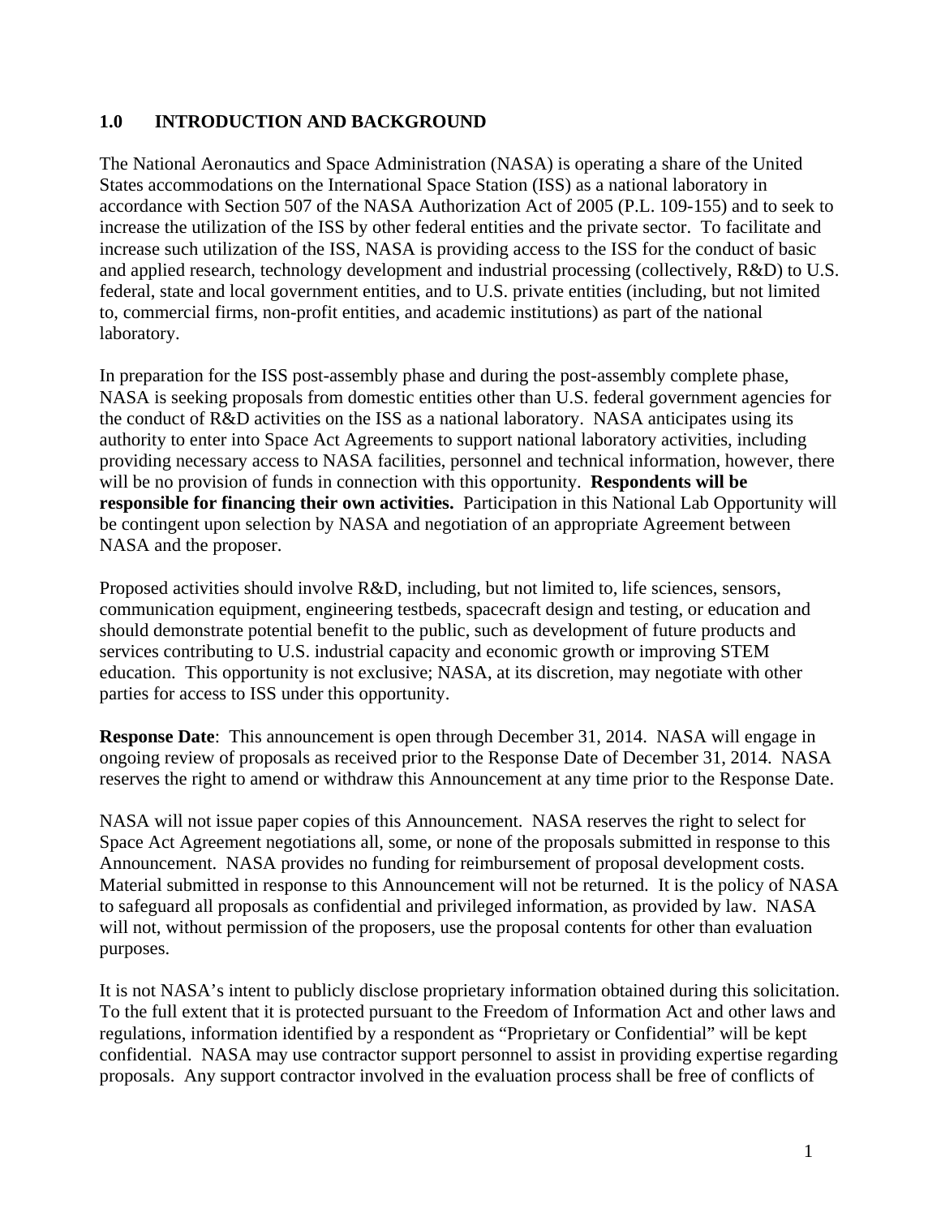## 1.0 INTRODUCTION AND BACKGROUND

The National Aeronautics and Space Administration (NASA) is operating a share of the United States accommodations on the International Space Station (ISS) as a national laboratory in accordance with Section 507 of the NASA Authorization Act of 2005 (P.L. 109-155) and to seek to increase the utilization of the ISS by other federal entities and the private sector. To facilitate and increase such utilization of the ISS, NASA is providing access to the ISS for the conduct of basic and applied research, technology development and industrial processing (collectively, R&D) to U.S. federal, state and local government entities, and to U.S. private entities (including, but not limited to, commercial firms, non-profit entities, and academic institutions) as part of the national laboratory.

In preparation for the ISS post-assembly phase and during the post-assembly complete phase, NASA is seeking proposals from domestic entities other than U.S. federal government agencies for the conduct of R&D activities on the ISS as a national laboratory. NASA anticipates using its authority to enter into Space Act Agreements to support national laboratory activities, including providing necessary access to NASA facilities, personnel and technical information, however, there will be no provision of funds in connection with this opportunity. **Respondents will be responsible for financing their own activities.** Participation in this National Lab Opportunity will be contingent upon selection by NASA and negotiation of an appropriate Agreement between NASA and the proposer.

Proposed activities should involve R&D, including, but not limited to, life sciences, sensors, communication equipment, engineering testbeds, spacecraft design and testing, or education and should demonstrate potential benefit to the public, such as development of future products and services contributing to U.S. industrial capacity and economic growth or improving STEM education. This opportunity is not exclusive; NASA, at its discretion, may negotiate with other parties for access to ISS under this opportunity.

**Response Date**: This announcement is open through December 31, 2014. NASA will engage in ongoing review of proposals as received prior to the Response Date of December 31, 2014. NASA reserves the right to amend or withdraw this Announcement at any time prior to the Response Date.

NASA will not issue paper copies of this Announcement. NASA reserves the right to select for Space Act Agreement negotiations all, some, or none of the proposals submitted in response to this Announcement. NASA provides no funding for reimbursement of proposal development costs. Material submitted in response to this Announcement will not be returned. It is the policy of NASA to safeguard all proposals as confidential and privileged information, as provided by law. NASA will not, without permission of the proposers, use the proposal contents for other than evaluation purposes.

It is not NASA's intent to publicly disclose proprietary information obtained during this solicitation. To the full extent that it is protected pursuant to the Freedom of Information Act and other laws and regulations, information identified by a respondent as "Proprietary or Confidential" will be kept confidential. NASA may use contractor support personnel to assist in providing expertise regarding proposals. Any support contractor involved in the evaluation process shall be free of conflicts of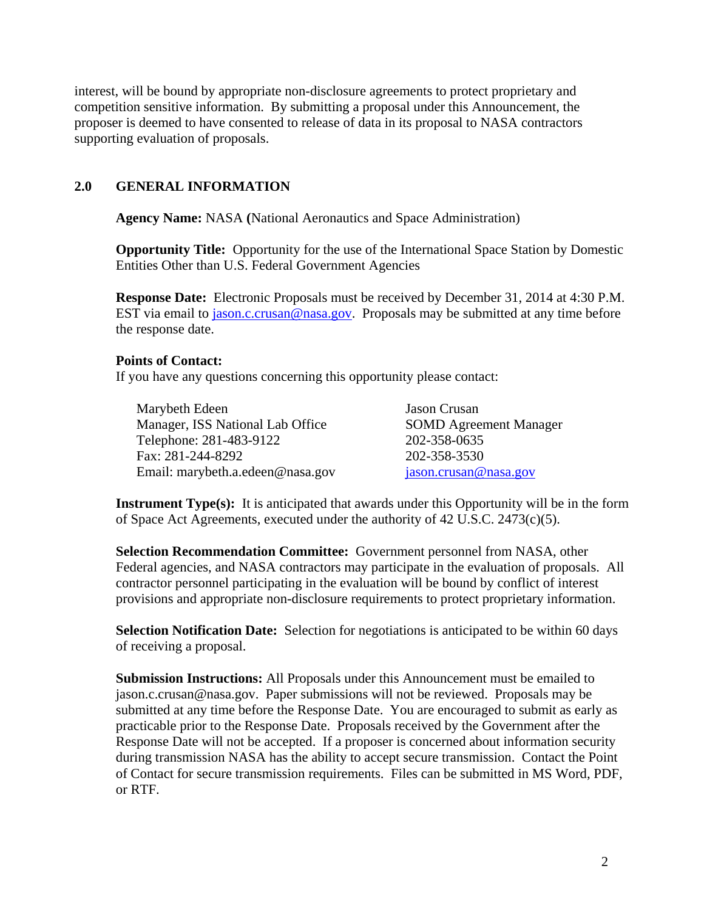interest, will be bound by appropriate non-disclosure agreements to protect proprietary and competition sensitive information. By submitting a proposal under this Announcement, the proposer is deemed to have consented to release of data in its proposal to NASA contractors supporting evaluation of proposals.

## 2.0 GENERAL INFORMATION

**Agency Name:** NASA **(**National Aeronautics and Space Administration)

**Opportunity Title:** Opportunity for the use of the International Space Station by Domestic Entities Other than U.S. Federal Government Agencies

**Response Date:** Electronic Proposals must be received by December 31, 2014 at 4:30 P.M. EST via email to jason.c.crusan@nasa.gov. Proposals may be submitted at any time before the response date.

**Points of Contact:**
If you have any questions concerning this opportunity please contact:

| | |
|---|---|
| Marybeth Edeen | Jason Crusan |
| Manager, ISS National Lab Office | SOMD Agreement Manager |
| Telephone: 281-483-9122 | 202-358-0635 |
| Fax: 281-244-8292 | 202-358-3530 |
| Email: marybeth.a.edeen@nasa.gov | jason.crusan@nasa.gov |

**Instrument Type(s):** It is anticipated that awards under this Opportunity will be in the form of Space Act Agreements, executed under the authority of 42 U.S.C. 2473(c)(5).

**Selection Recommendation Committee:** Government personnel from NASA, other Federal agencies, and NASA contractors may participate in the evaluation of proposals. All contractor personnel participating in the evaluation will be bound by conflict of interest provisions and appropriate non-disclosure requirements to protect proprietary information.

**Selection Notification Date:** Selection for negotiations is anticipated to be within 60 days of receiving a proposal.

**Submission Instructions:** All Proposals under this Announcement must be emailed to jason.c.crusan@nasa.gov. Paper submissions will not be reviewed. Proposals may be submitted at any time before the Response Date. You are encouraged to submit as early as practicable prior to the Response Date. Proposals received by the Government after the Response Date will not be accepted. If a proposer is concerned about information security during transmission NASA has the ability to accept secure transmission. Contact the Point of Contact for secure transmission requirements. Files can be submitted in MS Word, PDF, or RTF.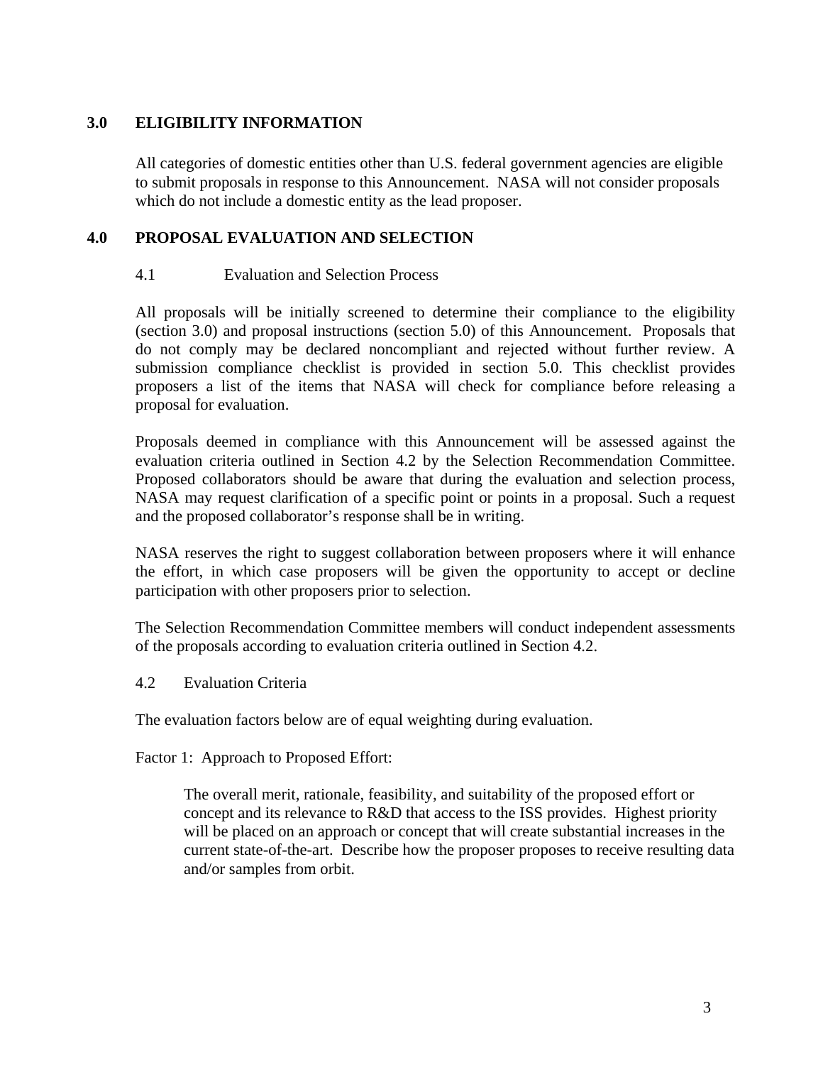## 3.0 ELIGIBILITY INFORMATION

All categories of domestic entities other than U.S. federal government agencies are eligible to submit proposals in response to this Announcement. NASA will not consider proposals which do not include a domestic entity as the lead proposer.

## 4.0 PROPOSAL EVALUATION AND SELECTION

### 4.1 Evaluation and Selection Process

All proposals will be initially screened to determine their compliance to the eligibility (section 3.0) and proposal instructions (section 5.0) of this Announcement. Proposals that do not comply may be declared noncompliant and rejected without further review. A submission compliance checklist is provided in section 5.0. This checklist provides proposers a list of the items that NASA will check for compliance before releasing a proposal for evaluation.

Proposals deemed in compliance with this Announcement will be assessed against the evaluation criteria outlined in Section 4.2 by the Selection Recommendation Committee. Proposed collaborators should be aware that during the evaluation and selection process, NASA may request clarification of a specific point or points in a proposal. Such a request and the proposed collaborator's response shall be in writing.

NASA reserves the right to suggest collaboration between proposers where it will enhance the effort, in which case proposers will be given the opportunity to accept or decline participation with other proposers prior to selection.

The Selection Recommendation Committee members will conduct independent assessments of the proposals according to evaluation criteria outlined in Section 4.2.

### 4.2 Evaluation Criteria

The evaluation factors below are of equal weighting during evaluation.

Factor 1: Approach to Proposed Effort:

> The overall merit, rationale, feasibility, and suitability of the proposed effort or concept and its relevance to R&D that access to the ISS provides. Highest priority will be placed on an approach or concept that will create substantial increases in the current state-of-the-art. Describe how the proposer proposes to receive resulting data and/or samples from orbit.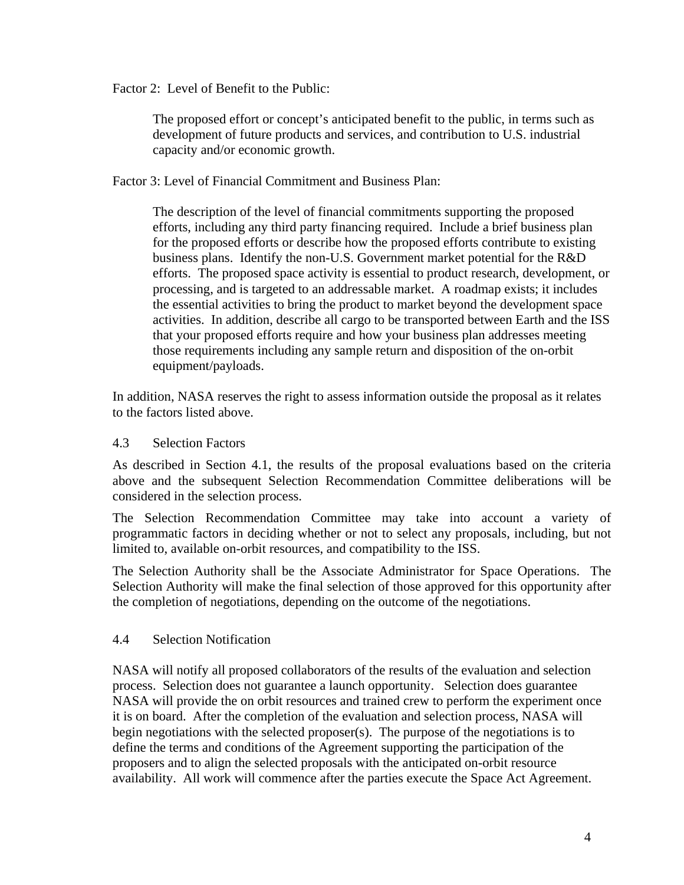Factor 2: Level of Benefit to the Public:

> The proposed effort or concept's anticipated benefit to the public, in terms such as development of future products and services, and contribution to U.S. industrial capacity and/or economic growth.

Factor 3: Level of Financial Commitment and Business Plan:

> The description of the level of financial commitments supporting the proposed efforts, including any third party financing required. Include a brief business plan for the proposed efforts or describe how the proposed efforts contribute to existing business plans. Identify the non-U.S. Government market potential for the R&D efforts. The proposed space activity is essential to product research, development, or processing, and is targeted to an addressable market. A roadmap exists; it includes the essential activities to bring the product to market beyond the development space activities. In addition, describe all cargo to be transported between Earth and the ISS that your proposed efforts require and how your business plan addresses meeting those requirements including any sample return and disposition of the on-orbit equipment/payloads.

In addition, NASA reserves the right to assess information outside the proposal as it relates to the factors listed above.

### 4.3 Selection Factors

As described in Section 4.1, the results of the proposal evaluations based on the criteria above and the subsequent Selection Recommendation Committee deliberations will be considered in the selection process.

The Selection Recommendation Committee may take into account a variety of programmatic factors in deciding whether or not to select any proposals, including, but not limited to, available on-orbit resources, and compatibility to the ISS.

The Selection Authority shall be the Associate Administrator for Space Operations. The Selection Authority will make the final selection of those approved for this opportunity after the completion of negotiations, depending on the outcome of the negotiations.

### 4.4 Selection Notification

NASA will notify all proposed collaborators of the results of the evaluation and selection process. Selection does not guarantee a launch opportunity. Selection does guarantee NASA will provide the on orbit resources and trained crew to perform the experiment once it is on board. After the completion of the evaluation and selection process, NASA will begin negotiations with the selected proposer(s). The purpose of the negotiations is to define the terms and conditions of the Agreement supporting the participation of the proposers and to align the selected proposals with the anticipated on-orbit resource availability. All work will commence after the parties execute the Space Act Agreement.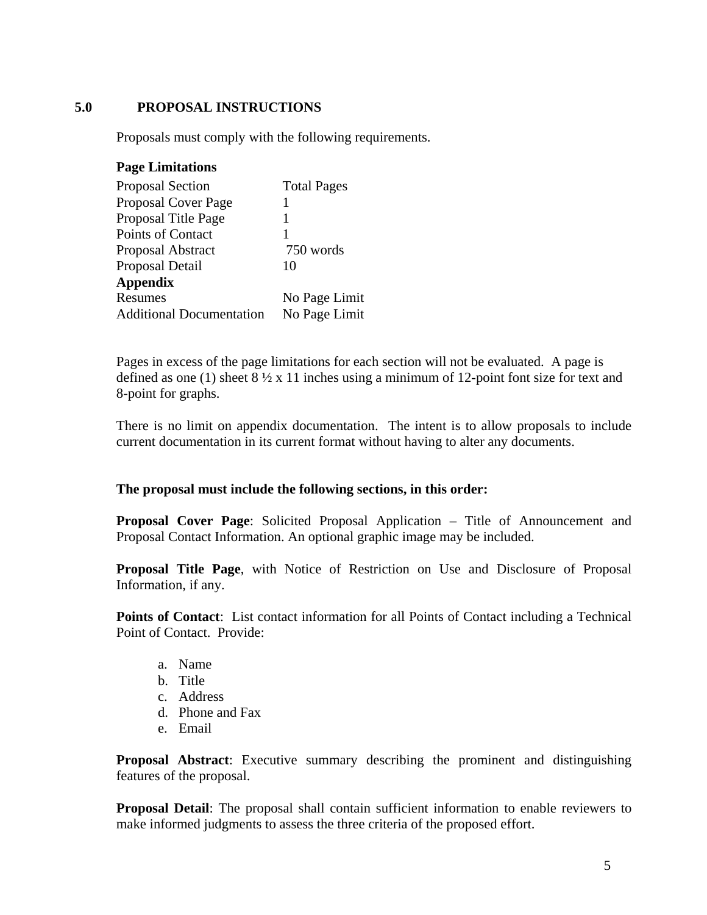## 5.0 PROPOSAL INSTRUCTIONS

Proposals must comply with the following requirements.

**Page Limitations**

| Proposal Section | Total Pages |
|---|---|
| Proposal Cover Page | 1 |
| Proposal Title Page | 1 |
| Points of Contact | 1 |
| Proposal Abstract | 750 words |
| Proposal Detail | 10 |
| **Appendix** | |
| Resumes | No Page Limit |
| Additional Documentation | No Page Limit |

Pages in excess of the page limitations for each section will not be evaluated. A page is defined as one (1) sheet 8 ½ x 11 inches using a minimum of 12-point font size for text and 8-point for graphs.

There is no limit on appendix documentation. The intent is to allow proposals to include current documentation in its current format without having to alter any documents.

**The proposal must include the following sections, in this order:**

**Proposal Cover Page**: Solicited Proposal Application – Title of Announcement and Proposal Contact Information. An optional graphic image may be included.

**Proposal Title Page**, with Notice of Restriction on Use and Disclosure of Proposal Information, if any.

**Points of Contact**: List contact information for all Points of Contact including a Technical Point of Contact. Provide:

a. Name
b. Title
c. Address
d. Phone and Fax
e. Email

**Proposal Abstract**: Executive summary describing the prominent and distinguishing features of the proposal.

**Proposal Detail**: The proposal shall contain sufficient information to enable reviewers to make informed judgments to assess the three criteria of the proposed effort.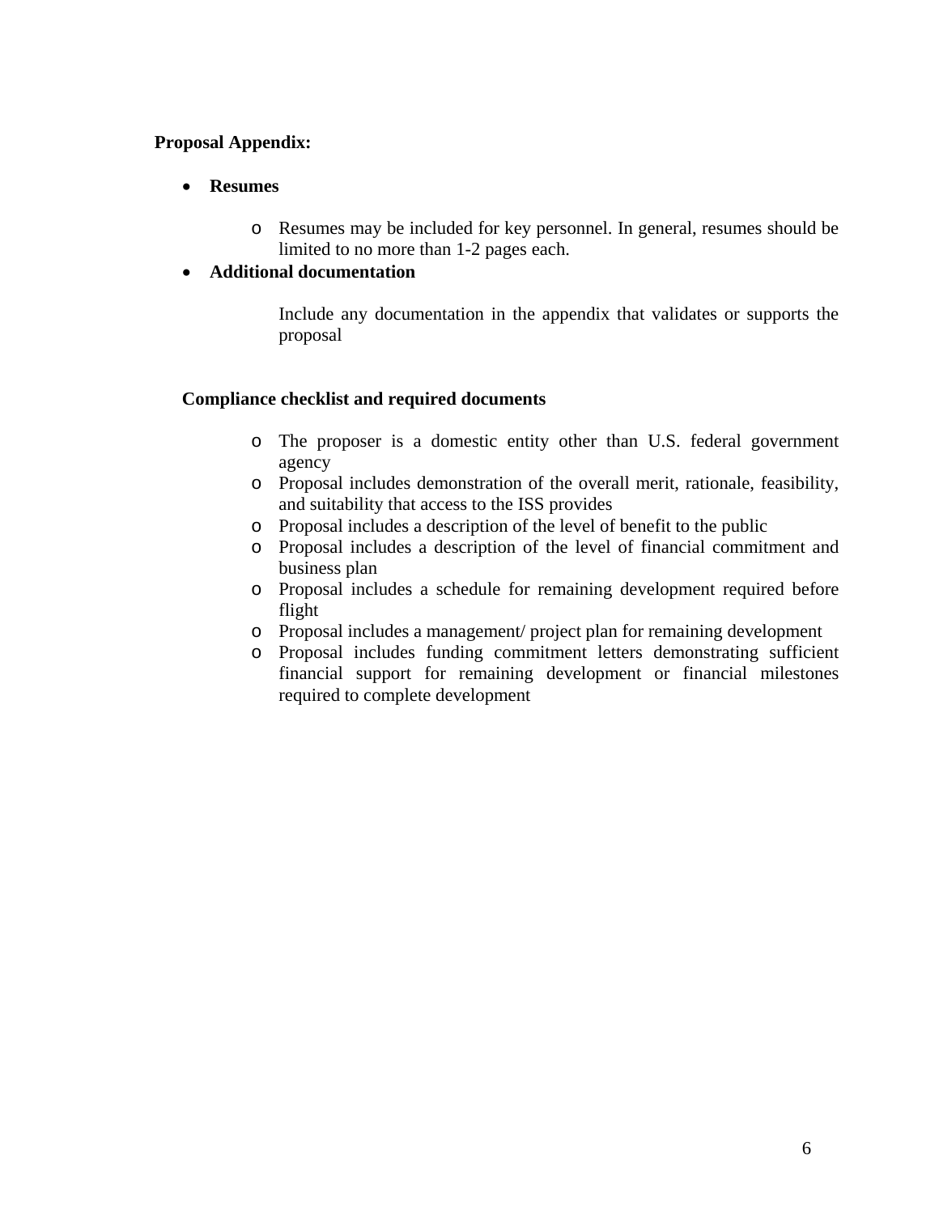**Proposal Appendix:**

- **Resumes**
    - Resumes may be included for key personnel. In general, resumes should be limited to no more than 1-2 pages each.
- **Additional documentation**

    Include any documentation in the appendix that validates or supports the proposal

**Compliance checklist and required documents**

- The proposer is a domestic entity other than U.S. federal government agency
- Proposal includes demonstration of the overall merit, rationale, feasibility, and suitability that access to the ISS provides
- Proposal includes a description of the level of benefit to the public
- Proposal includes a description of the level of financial commitment and business plan
- Proposal includes a schedule for remaining development required before flight
- Proposal includes a management/ project plan for remaining development
- Proposal includes funding commitment letters demonstrating sufficient financial support for remaining development or financial milestones required to complete development